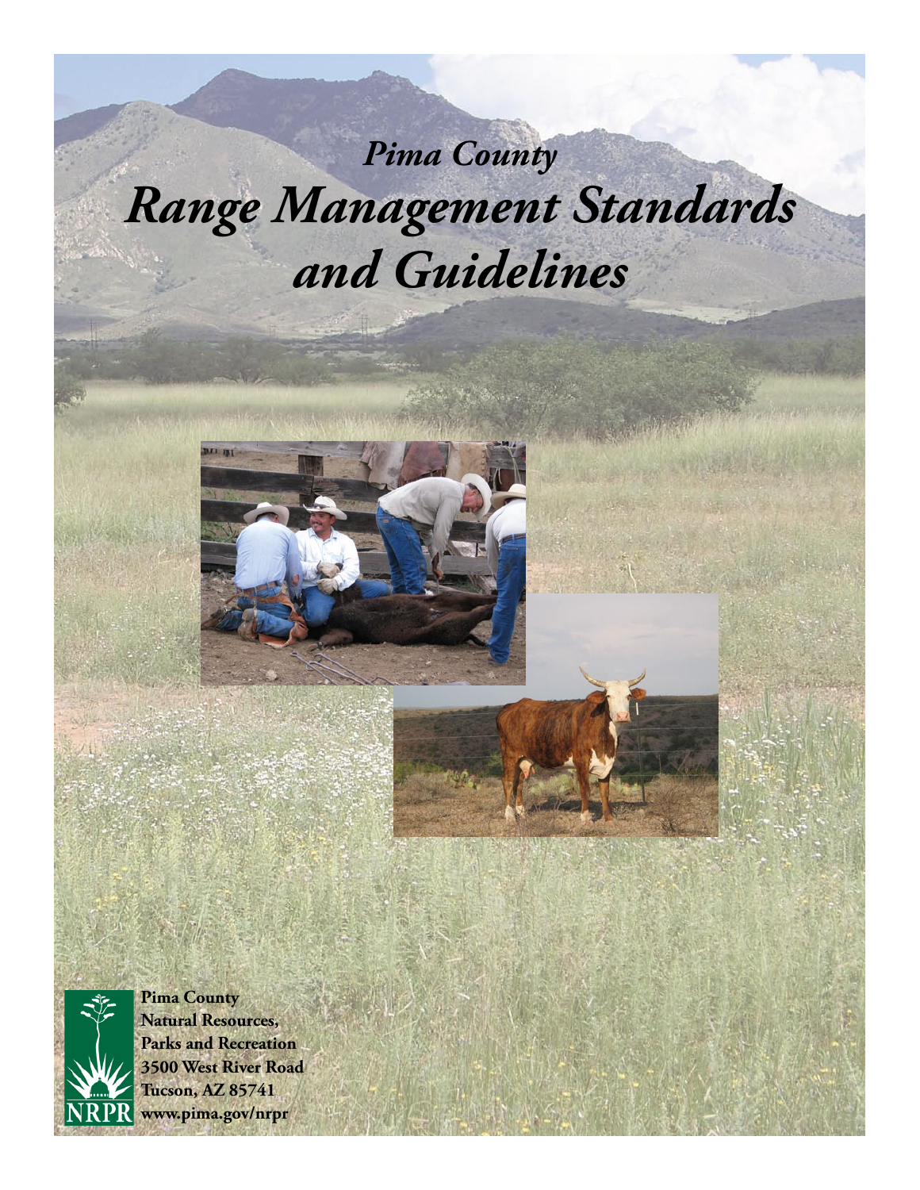*Pima County*

# *Range Management Standards and Guidelines*

**Pima County**
**Natural Resources,**
**Parks and Recreation**
**3500 West River Road**
**Tucson, AZ 85741**
**www.pima.gov/nrpr**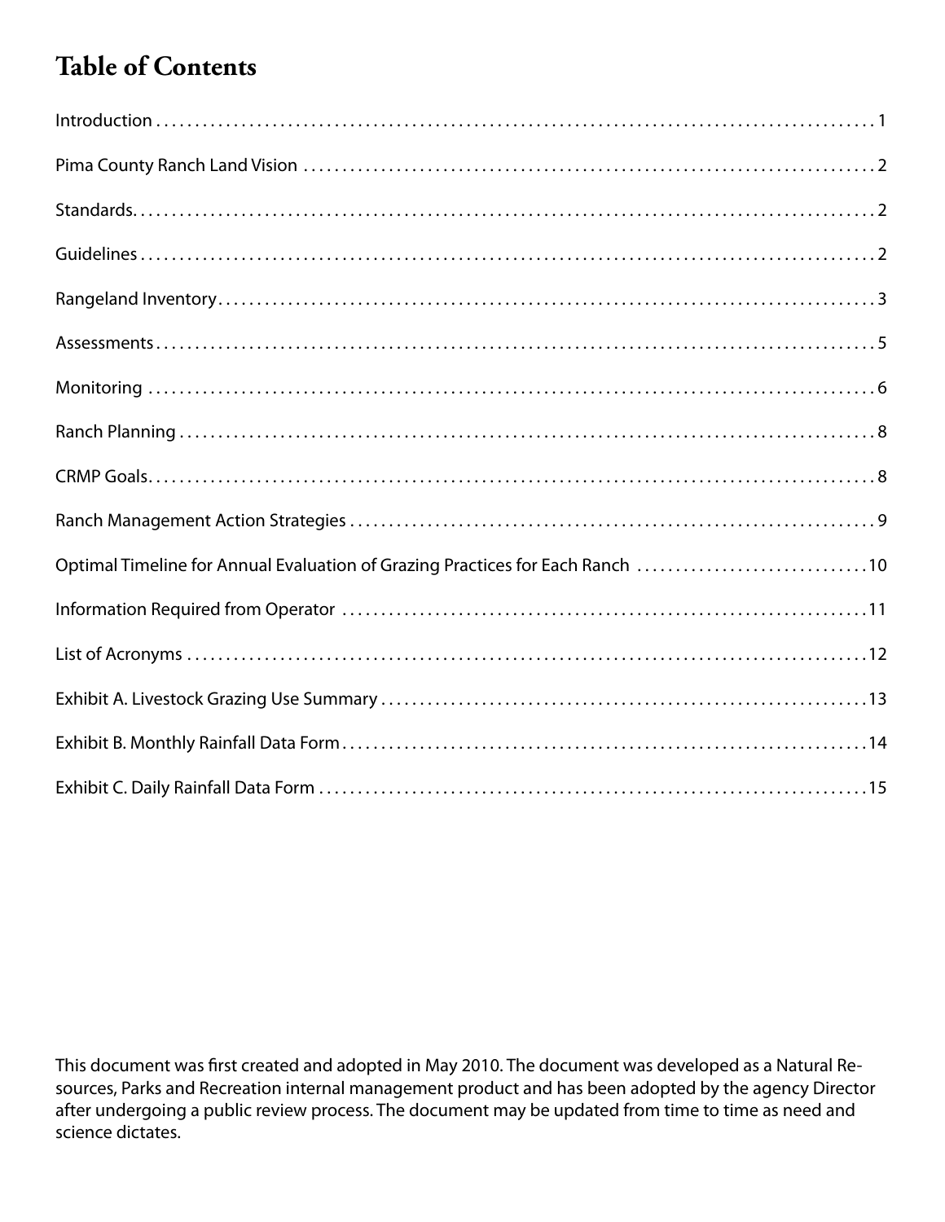# Table of Contents

| | |
|---|---|
| Introduction | 1 |
| Pima County Ranch Land Vision | 2 |
| Standards | 2 |
| Guidelines | 2 |
| Rangeland Inventory | 3 |
| Assessments | 5 |
| Monitoring | 6 |
| Ranch Planning | 8 |
| CRMP Goals | 8 |
| Ranch Management Action Strategies | 9 |
| Optimal Timeline for Annual Evaluation of Grazing Practices for Each Ranch | 10 |
| Information Required from Operator | 11 |
| List of Acronyms | 12 |
| Exhibit A. Livestock Grazing Use Summary | 13 |
| Exhibit B. Monthly Rainfall Data Form | 14 |
| Exhibit C. Daily Rainfall Data Form | 15 |

This document was first created and adopted in May 2010. The document was developed as a Natural Resources, Parks and Recreation internal management product and has been adopted by the agency Director after undergoing a public review process. The document may be updated from time to time as need and science dictates.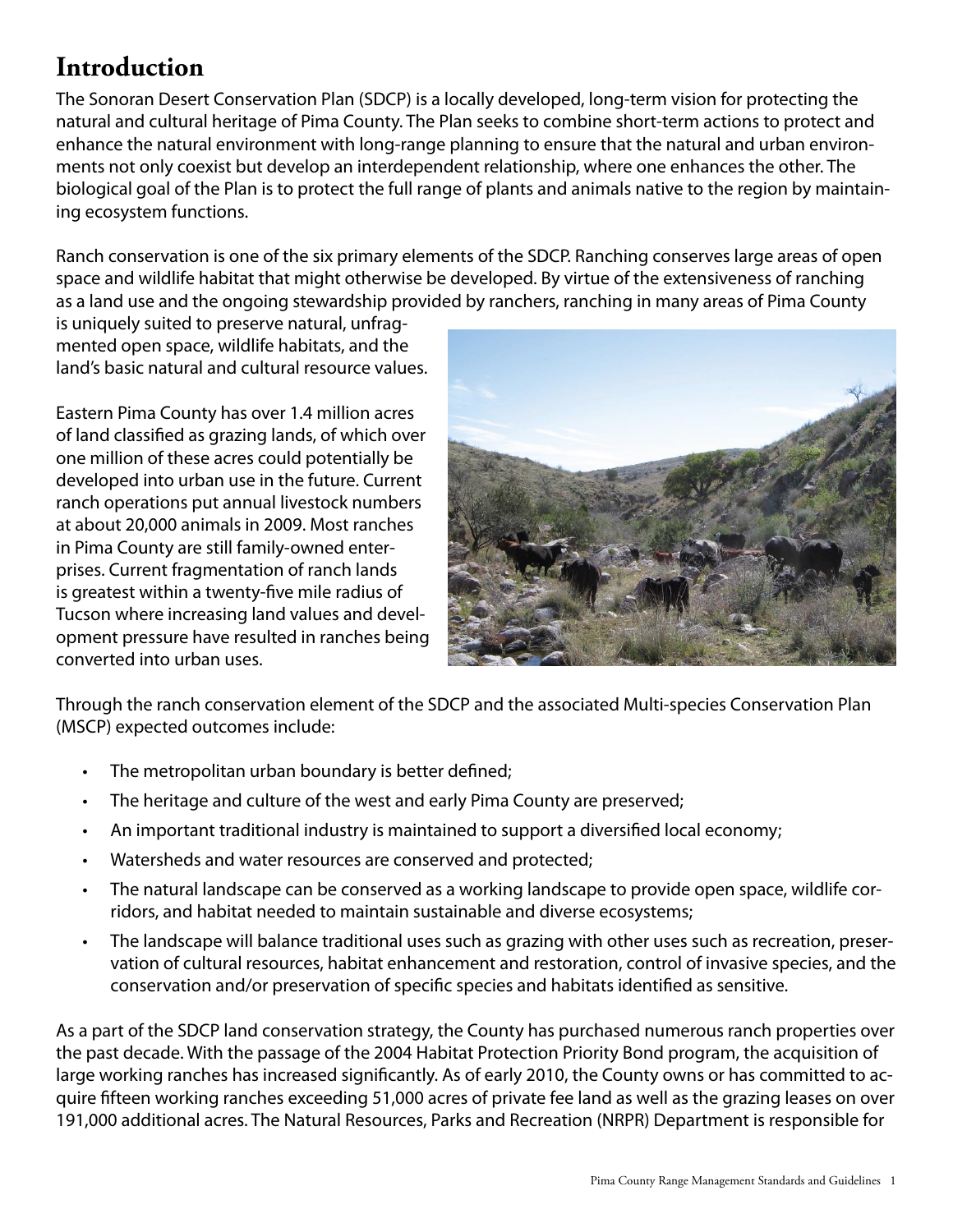# Introduction

The Sonoran Desert Conservation Plan (SDCP) is a locally developed, long-term vision for protecting the natural and cultural heritage of Pima County. The Plan seeks to combine short-term actions to protect and enhance the natural environment with long-range planning to ensure that the natural and urban environments not only coexist but develop an interdependent relationship, where one enhances the other. The biological goal of the Plan is to protect the full range of plants and animals native to the region by maintaining ecosystem functions.

Ranch conservation is one of the six primary elements of the SDCP. Ranching conserves large areas of open space and wildlife habitat that might otherwise be developed. By virtue of the extensiveness of ranching as a land use and the ongoing stewardship provided by ranchers, ranching in many areas of Pima County is uniquely suited to preserve natural, unfragmented open space, wildlife habitats, and the land's basic natural and cultural resource values.

Eastern Pima County has over 1.4 million acres of land classified as grazing lands, of which over one million of these acres could potentially be developed into urban use in the future. Current ranch operations put annual livestock numbers at about 20,000 animals in 2009. Most ranches in Pima County are still family-owned enterprises. Current fragmentation of ranch lands is greatest within a twenty-five mile radius of Tucson where increasing land values and development pressure have resulted in ranches being converted into urban uses.

Through the ranch conservation element of the SDCP and the associated Multi-species Conservation Plan (MSCP) expected outcomes include:

- The metropolitan urban boundary is better defined;
- The heritage and culture of the west and early Pima County are preserved;
- An important traditional industry is maintained to support a diversified local economy;
- Watersheds and water resources are conserved and protected;
- The natural landscape can be conserved as a working landscape to provide open space, wildlife corridors, and habitat needed to maintain sustainable and diverse ecosystems;
- The landscape will balance traditional uses such as grazing with other uses such as recreation, preservation of cultural resources, habitat enhancement and restoration, control of invasive species, and the conservation and/or preservation of specific species and habitats identified as sensitive.

As a part of the SDCP land conservation strategy, the County has purchased numerous ranch properties over the past decade. With the passage of the 2004 Habitat Protection Priority Bond program, the acquisition of large working ranches has increased significantly. As of early 2010, the County owns or has committed to acquire fifteen working ranches exceeding 51,000 acres of private fee land as well as the grazing leases on over 191,000 additional acres. The Natural Resources, Parks and Recreation (NRPR) Department is responsible for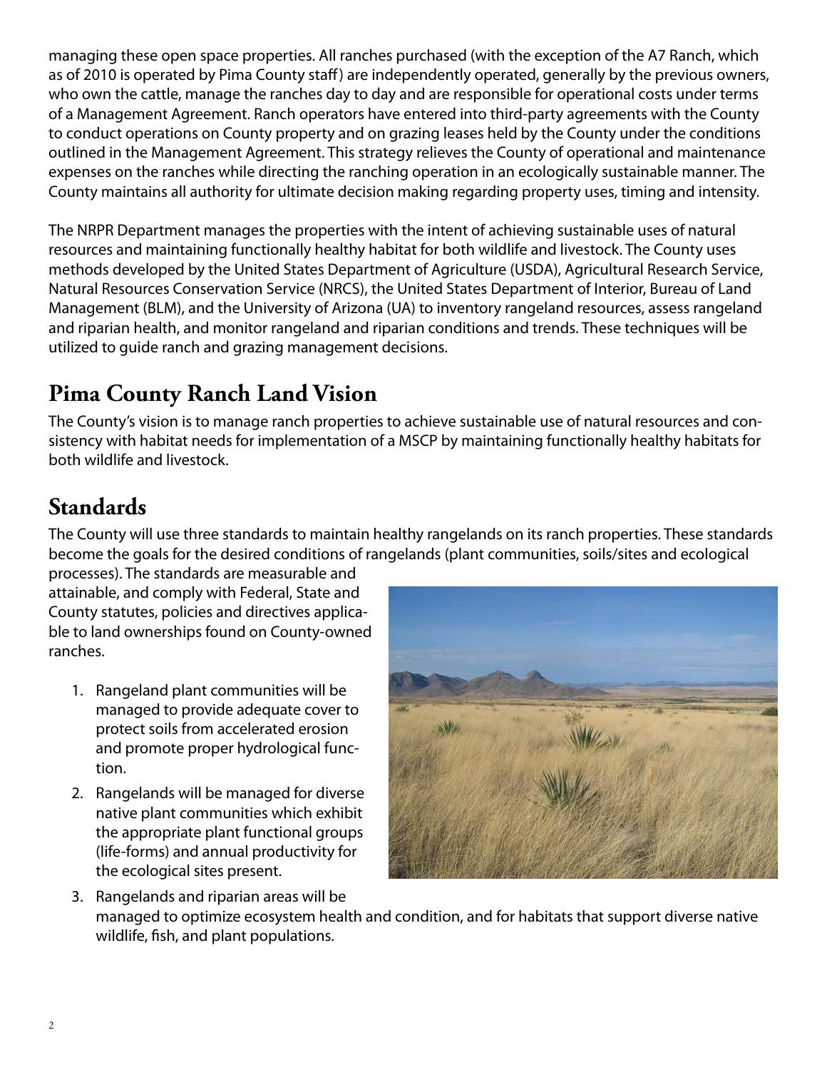managing these open space properties. All ranches purchased (with the exception of the A7 Ranch, which as of 2010 is operated by Pima County staff) are independently operated, generally by the previous owners, who own the cattle, manage the ranches day to day and are responsible for operational costs under terms of a Management Agreement. Ranch operators have entered into third-party agreements with the County to conduct operations on County property and on grazing leases held by the County under the conditions outlined in the Management Agreement. This strategy relieves the County of operational and maintenance expenses on the ranches while directing the ranching operation in an ecologically sustainable manner. The County maintains all authority for ultimate decision making regarding property uses, timing and intensity.

The NRPR Department manages the properties with the intent of achieving sustainable uses of natural resources and maintaining functionally healthy habitat for both wildlife and livestock. The County uses methods developed by the United States Department of Agriculture (USDA), Agricultural Research Service, Natural Resources Conservation Service (NRCS), the United States Department of Interior, Bureau of Land Management (BLM), and the University of Arizona (UA) to inventory rangeland resources, assess rangeland and riparian health, and monitor rangeland and riparian conditions and trends. These techniques will be utilized to guide ranch and grazing management decisions.

## Pima County Ranch Land Vision

The County's vision is to manage ranch properties to achieve sustainable use of natural resources and consistency with habitat needs for implementation of a MSCP by maintaining functionally healthy habitats for both wildlife and livestock.

## Standards

The County will use three standards to maintain healthy rangelands on its ranch properties. These standards become the goals for the desired conditions of rangelands (plant communities, soils/sites and ecological processes). The standards are measurable and attainable, and comply with Federal, State and County statutes, policies and directives applicable to land ownerships found on County-owned ranches.

1. Rangeland plant communities will be managed to provide adequate cover to protect soils from accelerated erosion and promote proper hydrological function.
2. Rangelands will be managed for diverse native plant communities which exhibit the appropriate plant functional groups (life-forms) and annual productivity for the ecological sites present.
3. Rangelands and riparian areas will be managed to optimize ecosystem health and condition, and for habitats that support diverse native wildlife, fish, and plant populations.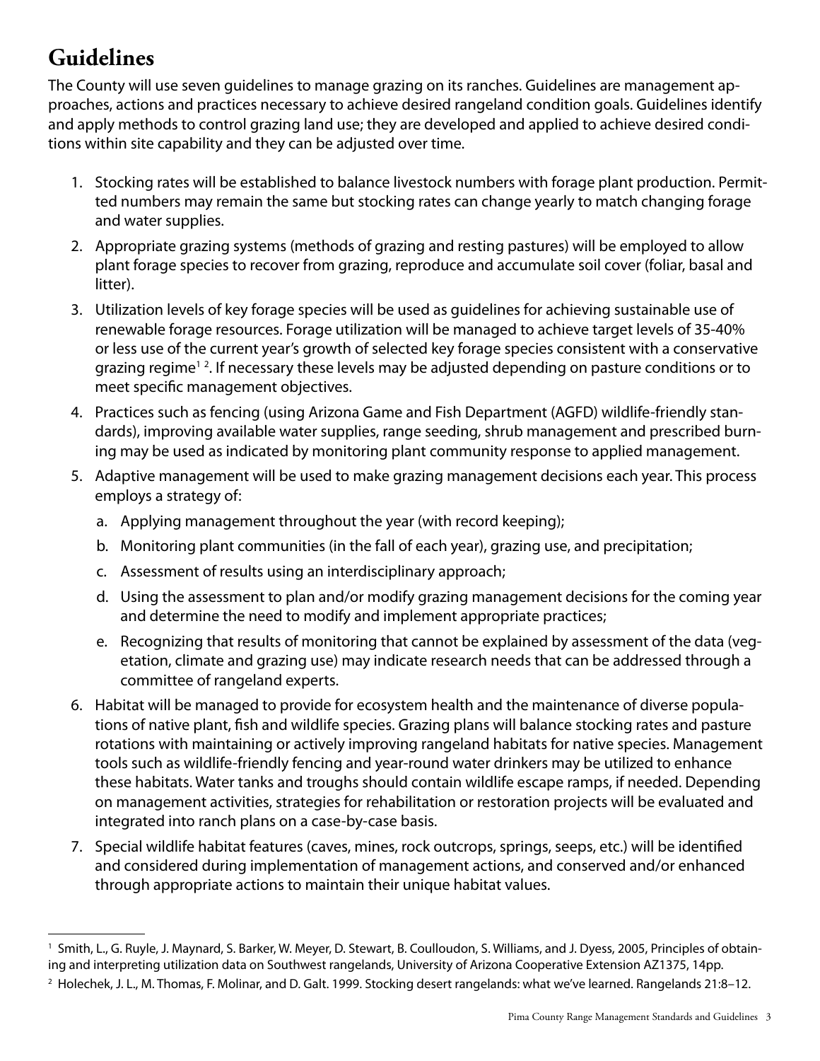## Guidelines

The County will use seven guidelines to manage grazing on its ranches. Guidelines are management approaches, actions and practices necessary to achieve desired rangeland condition goals. Guidelines identify and apply methods to control grazing land use; they are developed and applied to achieve desired conditions within site capability and they can be adjusted over time.

1. Stocking rates will be established to balance livestock numbers with forage plant production. Permitted numbers may remain the same but stocking rates can change yearly to match changing forage and water supplies.
2. Appropriate grazing systems (methods of grazing and resting pastures) will be employed to allow plant forage species to recover from grazing, reproduce and accumulate soil cover (foliar, basal and litter).
3. Utilization levels of key forage species will be used as guidelines for achieving sustainable use of renewable forage resources. Forage utilization will be managed to achieve target levels of 35-40% or less use of the current year's growth of selected key forage species consistent with a conservative grazing regime[1,2]. If necessary these levels may be adjusted depending on pasture conditions or to meet specific management objectives.
4. Practices such as fencing (using Arizona Game and Fish Department (AGFD) wildlife-friendly standards), improving available water supplies, range seeding, shrub management and prescribed burning may be used as indicated by monitoring plant community response to applied management.
5. Adaptive management will be used to make grazing management decisions each year. This process employs a strategy of:
   a. Applying management throughout the year (with record keeping);
   b. Monitoring plant communities (in the fall of each year), grazing use, and precipitation;
   c. Assessment of results using an interdisciplinary approach;
   d. Using the assessment to plan and/or modify grazing management decisions for the coming year and determine the need to modify and implement appropriate practices;
   e. Recognizing that results of monitoring that cannot be explained by assessment of the data (vegetation, climate and grazing use) may indicate research needs that can be addressed through a committee of rangeland experts.
6. Habitat will be managed to provide for ecosystem health and the maintenance of diverse populations of native plant, fish and wildlife species. Grazing plans will balance stocking rates and pasture rotations with maintaining or actively improving rangeland habitats for native species. Management tools such as wildlife-friendly fencing and year-round water drinkers may be utilized to enhance these habitats. Water tanks and troughs should contain wildlife escape ramps, if needed. Depending on management activities, strategies for rehabilitation or restoration projects will be evaluated and integrated into ranch plans on a case-by-case basis.
7. Special wildlife habitat features (caves, mines, rock outcrops, springs, seeps, etc.) will be identified and considered during implementation of management actions, and conserved and/or enhanced through appropriate actions to maintain their unique habitat values.

---

[1] Smith, L., G. Ruyle, J. Maynard, S. Barker, W. Meyer, D. Stewart, B. Coulloudon, S. Williams, and J. Dyess, 2005, Principles of obtaining and interpreting utilization data on Southwest rangelands, University of Arizona Cooperative Extension AZ1375, 14pp.

[2] Holechek, J. L., M. Thomas, F. Molinar, and D. Galt. 1999. Stocking desert rangelands: what we've learned. Rangelands 21:8–12.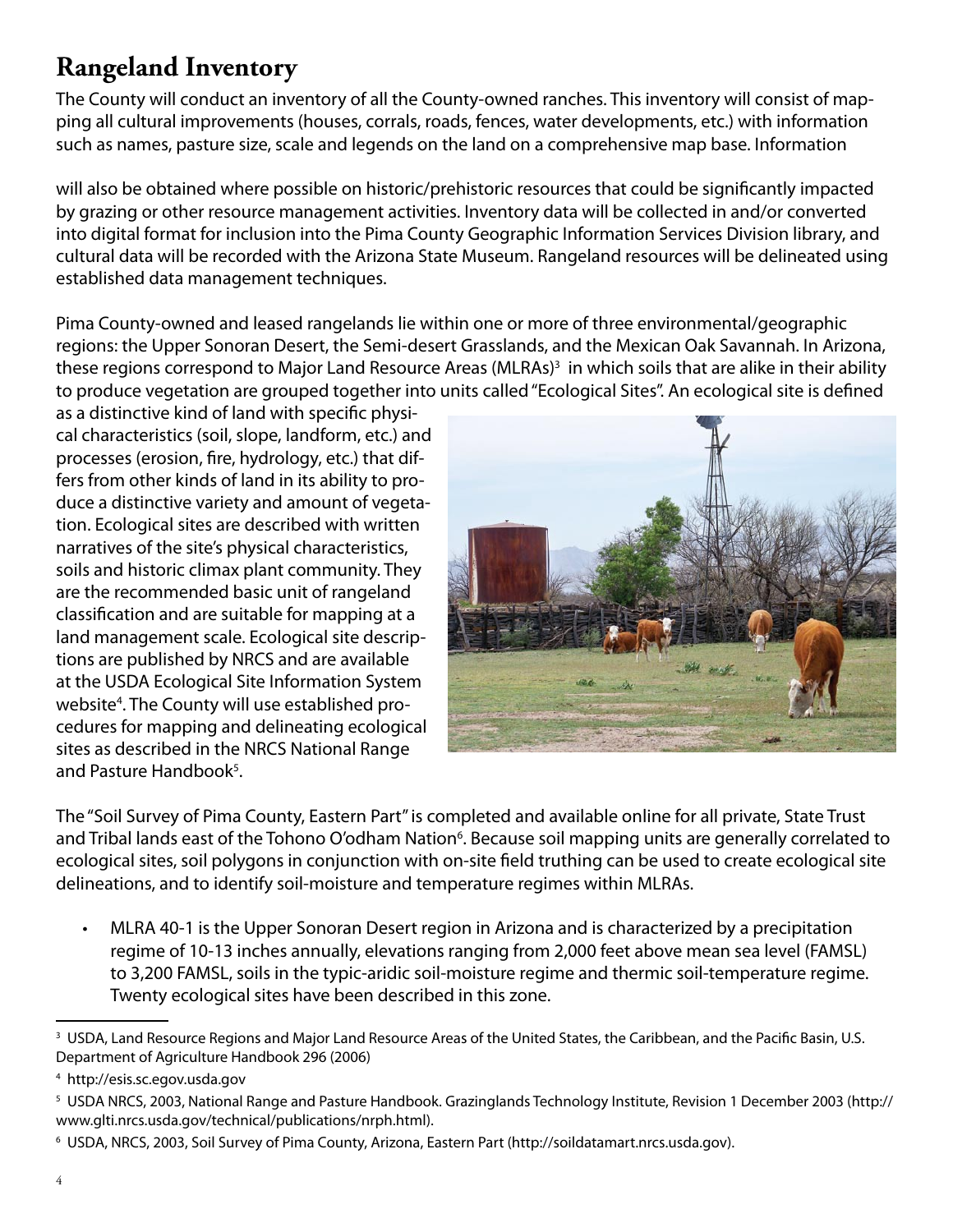## Rangeland Inventory

The County will conduct an inventory of all the County-owned ranches. This inventory will consist of mapping all cultural improvements (houses, corrals, roads, fences, water developments, etc.) with information such as names, pasture size, scale and legends on the land on a comprehensive map base. Information

will also be obtained where possible on historic/prehistoric resources that could be significantly impacted by grazing or other resource management activities. Inventory data will be collected in and/or converted into digital format for inclusion into the Pima County Geographic Information Services Division library, and cultural data will be recorded with the Arizona State Museum. Rangeland resources will be delineated using established data management techniques.

Pima County-owned and leased rangelands lie within one or more of three environmental/geographic regions: the Upper Sonoran Desert, the Semi-desert Grasslands, and the Mexican Oak Savannah. In Arizona, these regions correspond to Major Land Resource Areas (MLRAs)[3] in which soils that are alike in their ability to produce vegetation are grouped together into units called "Ecological Sites". An ecological site is defined as a distinctive kind of land with specific physical characteristics (soil, slope, landform, etc.) and processes (erosion, fire, hydrology, etc.) that differs from other kinds of land in its ability to produce a distinctive variety and amount of vegetation. Ecological sites are described with written narratives of the site's physical characteristics, soils and historic climax plant community. They are the recommended basic unit of rangeland classification and are suitable for mapping at a land management scale. Ecological site descriptions are published by NRCS and are available at the USDA Ecological Site Information System website[4]. The County will use established procedures for mapping and delineating ecological sites as described in the NRCS National Range and Pasture Handbook[5].

The "Soil Survey of Pima County, Eastern Part" is completed and available online for all private, State Trust and Tribal lands east of the Tohono O'odham Nation[6]. Because soil mapping units are generally correlated to ecological sites, soil polygons in conjunction with on-site field truthing can be used to create ecological site delineations, and to identify soil-moisture and temperature regimes within MLRAs.

- MLRA 40-1 is the Upper Sonoran Desert region in Arizona and is characterized by a precipitation regime of 10-13 inches annually, elevations ranging from 2,000 feet above mean sea level (FAMSL) to 3,200 FAMSL, soils in the typic-aridic soil-moisture regime and thermic soil-temperature regime. Twenty ecological sites have been described in this zone.

---

[3] USDA, Land Resource Regions and Major Land Resource Areas of the United States, the Caribbean, and the Pacific Basin, U.S. Department of Agriculture Handbook 296 (2006)

[4] http://esis.sc.egov.usda.gov

[5] USDA NRCS, 2003, National Range and Pasture Handbook. Grazinglands Technology Institute, Revision 1 December 2003 (http://www.glti.nrcs.usda.gov/technical/publications/nrph.html).

[6] USDA, NRCS, 2003, Soil Survey of Pima County, Arizona, Eastern Part (http://soildatamart.nrcs.usda.gov).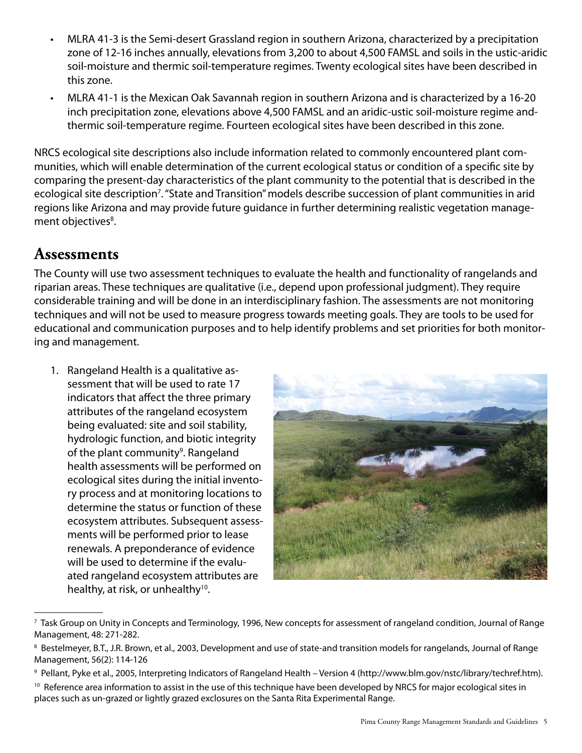- MLRA 41-3 is the Semi-desert Grassland region in southern Arizona, characterized by a precipitation zone of 12-16 inches annually, elevations from 3,200 to about 4,500 FAMSL and soils in the ustic-aridic soil-moisture and thermic soil-temperature regimes. Twenty ecological sites have been described in this zone.
- MLRA 41-1 is the Mexican Oak Savannah region in southern Arizona and is characterized by a 16-20 inch precipitation zone, elevations above 4,500 FAMSL and an aridic-ustic soil-moisture regime and-thermic soil-temperature regime. Fourteen ecological sites have been described in this zone.

NRCS ecological site descriptions also include information related to commonly encountered plant communities, which will enable determination of the current ecological status or condition of a specific site by comparing the present-day characteristics of the plant community to the potential that is described in the ecological site description[7]. "State and Transition" models describe succession of plant communities in arid regions like Arizona and may provide future guidance in further determining realistic vegetation management objectives[8].

## Assessments

The County will use two assessment techniques to evaluate the health and functionality of rangelands and riparian areas. These techniques are qualitative (i.e., depend upon professional judgment). They require considerable training and will be done in an interdisciplinary fashion. The assessments are not monitoring techniques and will not be used to measure progress towards meeting goals. They are tools to be used for educational and communication purposes and to help identify problems and set priorities for both monitoring and management.

1. Rangeland Health is a qualitative assessment that will be used to rate 17 indicators that affect the three primary attributes of the rangeland ecosystem being evaluated: site and soil stability, hydrologic function, and biotic integrity of the plant community[9]. Rangeland health assessments will be performed on ecological sites during the initial inventory process and at monitoring locations to determine the status or function of these ecosystem attributes. Subsequent assessments will be performed prior to lease renewals. A preponderance of evidence will be used to determine if the evaluated rangeland ecosystem attributes are healthy, at risk, or unhealthy[10].

---

[7] Task Group on Unity in Concepts and Terminology, 1996, New concepts for assessment of rangeland condition, Journal of Range Management, 48: 271-282.

[8] Bestelmeyer, B.T., J.R. Brown, et al., 2003, Development and use of state-and transition models for rangelands, Journal of Range Management, 56(2): 114-126

[9] Pellant, Pyke et al., 2005, Interpreting Indicators of Rangeland Health – Version 4 (http://www.blm.gov/nstc/library/techref.htm).

[10] Reference area information to assist in the use of this technique have been developed by NRCS for major ecological sites in places such as un-grazed or lightly grazed exclosures on the Santa Rita Experimental Range.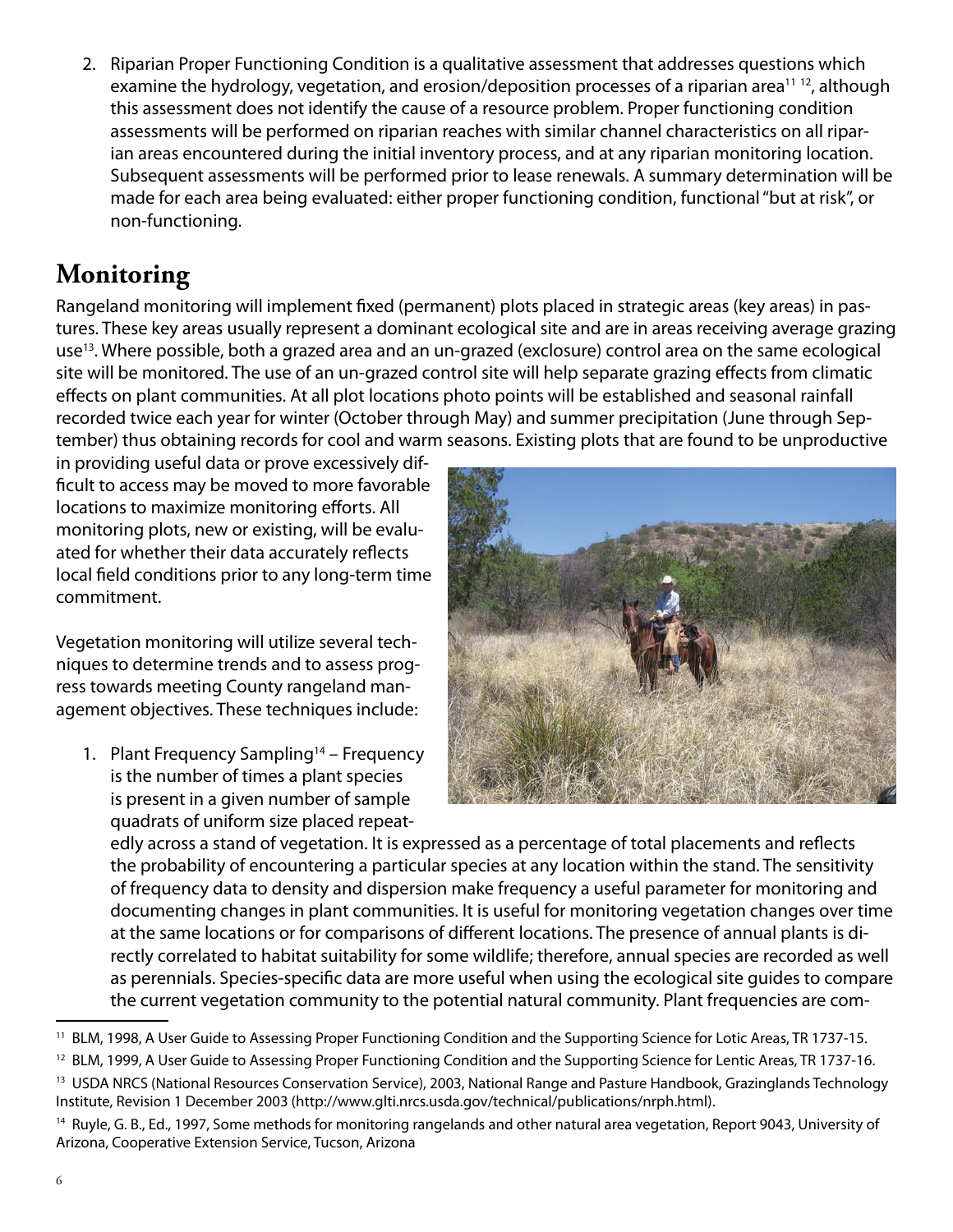2. Riparian Proper Functioning Condition is a qualitative assessment that addresses questions which examine the hydrology, vegetation, and erosion/deposition processes of a riparian area[11] [12], although this assessment does not identify the cause of a resource problem. Proper functioning condition assessments will be performed on riparian reaches with similar channel characteristics on all riparian areas encountered during the initial inventory process, and at any riparian monitoring location. Subsequent assessments will be performed prior to lease renewals. A summary determination will be made for each area being evaluated: either proper functioning condition, functional "but at risk", or non-functioning.

## Monitoring

Rangeland monitoring will implement fixed (permanent) plots placed in strategic areas (key areas) in pastures. These key areas usually represent a dominant ecological site and are in areas receiving average grazing use[13]. Where possible, both a grazed area and an un-grazed (exclosure) control area on the same ecological site will be monitored. The use of an un-grazed control site will help separate grazing effects from climatic effects on plant communities. At all plot locations photo points will be established and seasonal rainfall recorded twice each year for winter (October through May) and summer precipitation (June through September) thus obtaining records for cool and warm seasons. Existing plots that are found to be unproductive in providing useful data or prove excessively difficult to access may be moved to more favorable locations to maximize monitoring efforts. All monitoring plots, new or existing, will be evaluated for whether their data accurately reflects local field conditions prior to any long-term time commitment.

Vegetation monitoring will utilize several techniques to determine trends and to assess progress towards meeting County rangeland management objectives. These techniques include:

1. Plant Frequency Sampling[14] – Frequency is the number of times a plant species is present in a given number of sample quadrats of uniform size placed repeatedly across a stand of vegetation. It is expressed as a percentage of total placements and reflects the probability of encountering a particular species at any location within the stand. The sensitivity of frequency data to density and dispersion make frequency a useful parameter for monitoring and documenting changes in plant communities. It is useful for monitoring vegetation changes over time at the same locations or for comparisons of different locations. The presence of annual plants is directly correlated to habitat suitability for some wildlife; therefore, annual species are recorded as well as perennials. Species-specific data are more useful when using the ecological site guides to compare the current vegetation community to the potential natural community. Plant frequencies are com-

---

[11] BLM, 1998, A User Guide to Assessing Proper Functioning Condition and the Supporting Science for Lotic Areas, TR 1737-15.

[12] BLM, 1999, A User Guide to Assessing Proper Functioning Condition and the Supporting Science for Lentic Areas, TR 1737-16.

[13] USDA NRCS (National Resources Conservation Service), 2003, National Range and Pasture Handbook, Grazinglands Technology Institute, Revision 1 December 2003 (http://www.glti.nrcs.usda.gov/technical/publications/nrph.html).

[14] Ruyle, G. B., Ed., 1997, Some methods for monitoring rangelands and other natural area vegetation, Report 9043, University of Arizona, Cooperative Extension Service, Tucson, Arizona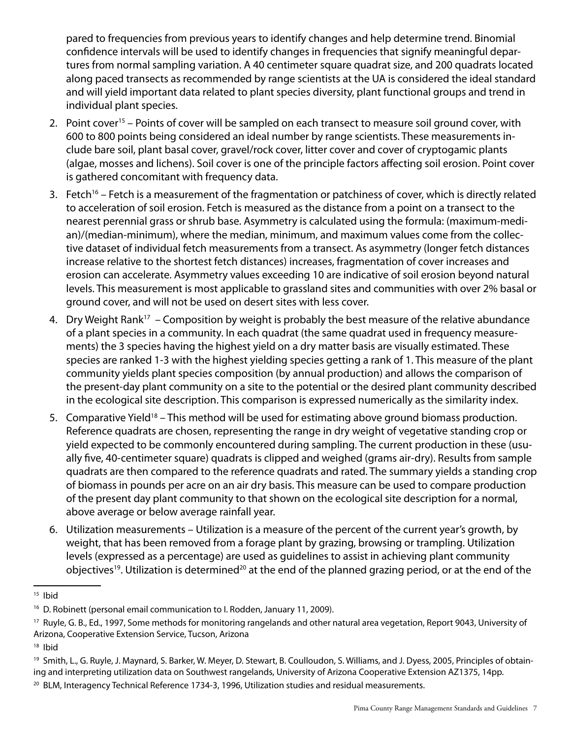pared to frequencies from previous years to identify changes and help determine trend. Binomial confidence intervals will be used to identify changes in frequencies that signify meaningful departures from normal sampling variation. A 40 centimeter square quadrat size, and 200 quadrats located along paced transects as recommended by range scientists at the UA is considered the ideal standard and will yield important data related to plant species diversity, plant functional groups and trend in individual plant species.

2. Point cover[15] – Points of cover will be sampled on each transect to measure soil ground cover, with 600 to 800 points being considered an ideal number by range scientists. These measurements include bare soil, plant basal cover, gravel/rock cover, litter cover and cover of cryptogamic plants (algae, mosses and lichens). Soil cover is one of the principle factors affecting soil erosion. Point cover is gathered concomitant with frequency data.
3. Fetch[16] – Fetch is a measurement of the fragmentation or patchiness of cover, which is directly related to acceleration of soil erosion. Fetch is measured as the distance from a point on a transect to the nearest perennial grass or shrub base. Asymmetry is calculated using the formula: (maximum-median)/(median-minimum), where the median, minimum, and maximum values come from the collective dataset of individual fetch measurements from a transect. As asymmetry (longer fetch distances increase relative to the shortest fetch distances) increases, fragmentation of cover increases and erosion can accelerate. Asymmetry values exceeding 10 are indicative of soil erosion beyond natural levels. This measurement is most applicable to grassland sites and communities with over 2% basal or ground cover, and will not be used on desert sites with less cover.
4. Dry Weight Rank[17] – Composition by weight is probably the best measure of the relative abundance of a plant species in a community. In each quadrat (the same quadrat used in frequency measurements) the 3 species having the highest yield on a dry matter basis are visually estimated. These species are ranked 1-3 with the highest yielding species getting a rank of 1. This measure of the plant community yields plant species composition (by annual production) and allows the comparison of the present-day plant community on a site to the potential or the desired plant community described in the ecological site description. This comparison is expressed numerically as the similarity index.
5. Comparative Yield[18] – This method will be used for estimating above ground biomass production. Reference quadrats are chosen, representing the range in dry weight of vegetative standing crop or yield expected to be commonly encountered during sampling. The current production in these (usually five, 40-centimeter square) quadrats is clipped and weighed (grams air-dry). Results from sample quadrats are then compared to the reference quadrats and rated. The summary yields a standing crop of biomass in pounds per acre on an air dry basis. This measure can be used to compare production of the present day plant community to that shown on the ecological site description for a normal, above average or below average rainfall year.
6. Utilization measurements – Utilization is a measure of the percent of the current year's growth, by weight, that has been removed from a forage plant by grazing, browsing or trampling. Utilization levels (expressed as a percentage) are used as guidelines to assist in achieving plant community objectives[19]. Utilization is determined[20] at the end of the planned grazing period, or at the end of the

---

[15] Ibid

[16] D. Robinett (personal email communication to I. Rodden, January 11, 2009).

[17] Ruyle, G. B., Ed., 1997, Some methods for monitoring rangelands and other natural area vegetation, Report 9043, University of Arizona, Cooperative Extension Service, Tucson, Arizona

[18] Ibid

[19] Smith, L., G. Ruyle, J. Maynard, S. Barker, W. Meyer, D. Stewart, B. Coulloudon, S. Williams, and J. Dyess, 2005, Principles of obtaining and interpreting utilization data on Southwest rangelands, University of Arizona Cooperative Extension AZ1375, 14pp.

[20] BLM, Interagency Technical Reference 1734-3, 1996, Utilization studies and residual measurements.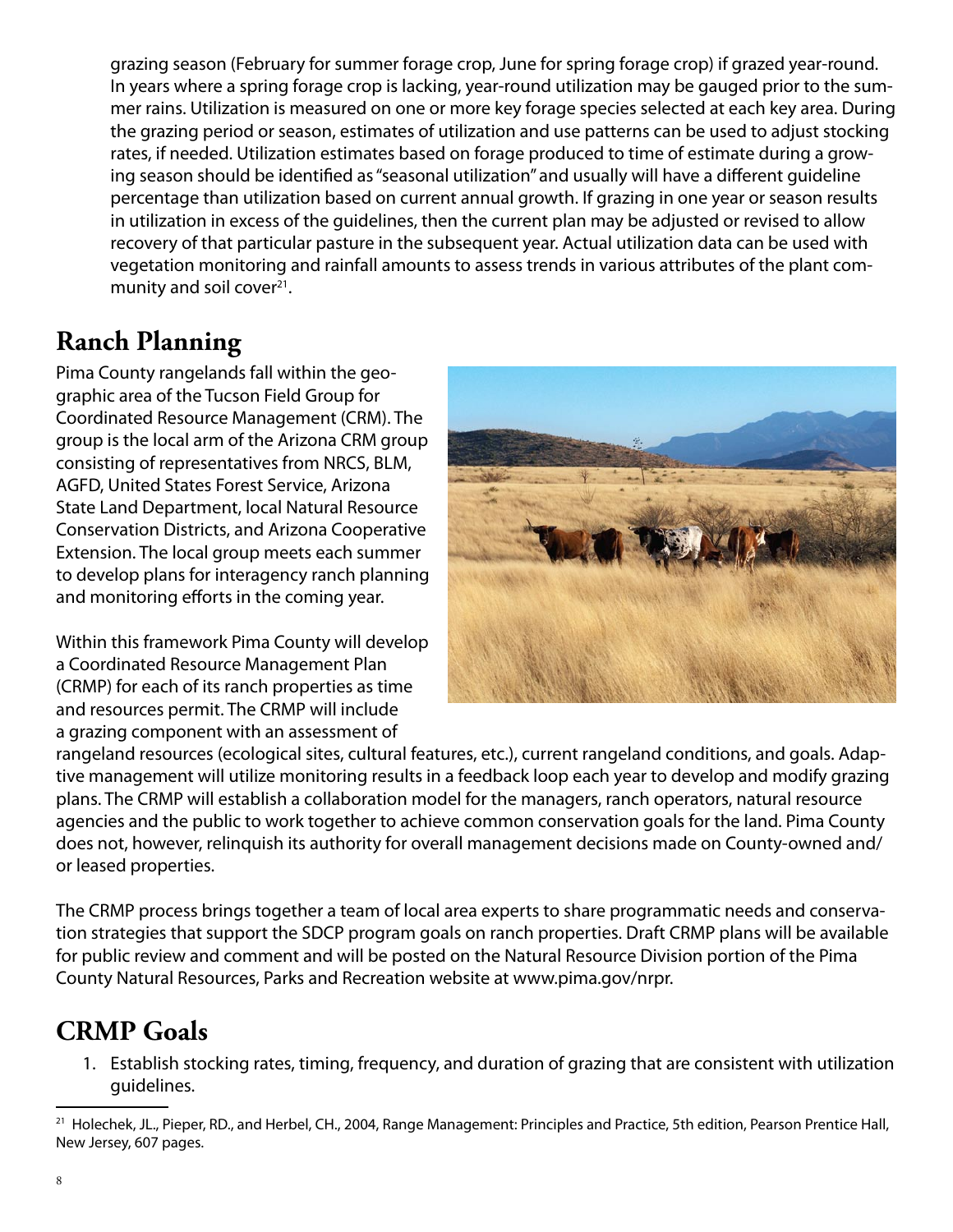grazing season (February for summer forage crop, June for spring forage crop) if grazed year-round. In years where a spring forage crop is lacking, year-round utilization may be gauged prior to the summer rains. Utilization is measured on one or more key forage species selected at each key area. During the grazing period or season, estimates of utilization and use patterns can be used to adjust stocking rates, if needed. Utilization estimates based on forage produced to time of estimate during a growing season should be identified as "seasonal utilization" and usually will have a different guideline percentage than utilization based on current annual growth. If grazing in one year or season results in utilization in excess of the guidelines, then the current plan may be adjusted or revised to allow recovery of that particular pasture in the subsequent year. Actual utilization data can be used with vegetation monitoring and rainfall amounts to assess trends in various attributes of the plant community and soil cover[21].

## Ranch Planning

Pima County rangelands fall within the geographic area of the Tucson Field Group for Coordinated Resource Management (CRM). The group is the local arm of the Arizona CRM group consisting of representatives from NRCS, BLM, AGFD, United States Forest Service, Arizona State Land Department, local Natural Resource Conservation Districts, and Arizona Cooperative Extension. The local group meets each summer to develop plans for interagency ranch planning and monitoring efforts in the coming year.

Within this framework Pima County will develop a Coordinated Resource Management Plan (CRMP) for each of its ranch properties as time and resources permit. The CRMP will include a grazing component with an assessment of rangeland resources (ecological sites, cultural features, etc.), current rangeland conditions, and goals. Adaptive management will utilize monitoring results in a feedback loop each year to develop and modify grazing plans. The CRMP will establish a collaboration model for the managers, ranch operators, natural resource agencies and the public to work together to achieve common conservation goals for the land. Pima County does not, however, relinquish its authority for overall management decisions made on County-owned and/or leased properties.

The CRMP process brings together a team of local area experts to share programmatic needs and conservation strategies that support the SDCP program goals on ranch properties. Draft CRMP plans will be available for public review and comment and will be posted on the Natural Resource Division portion of the Pima County Natural Resources, Parks and Recreation website at www.pima.gov/nrpr.

## CRMP Goals

1. Establish stocking rates, timing, frequency, and duration of grazing that are consistent with utilization guidelines.

[21] Holechek, JL., Pieper, RD., and Herbel, CH., 2004, Range Management: Principles and Practice, 5th edition, Pearson Prentice Hall, New Jersey, 607 pages.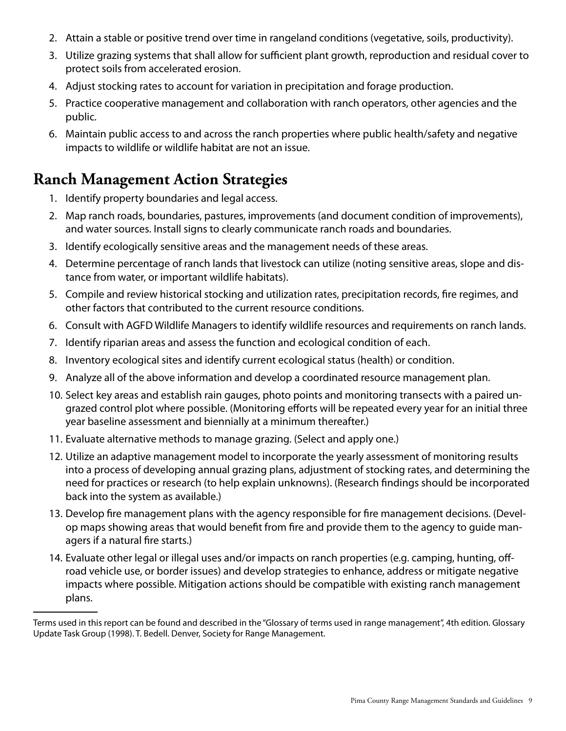2. Attain a stable or positive trend over time in rangeland conditions (vegetative, soils, productivity).
3. Utilize grazing systems that shall allow for sufficient plant growth, reproduction and residual cover to protect soils from accelerated erosion.
4. Adjust stocking rates to account for variation in precipitation and forage production.
5. Practice cooperative management and collaboration with ranch operators, other agencies and the public.
6. Maintain public access to and across the ranch properties where public health/safety and negative impacts to wildlife or wildlife habitat are not an issue.

## Ranch Management Action Strategies

1. Identify property boundaries and legal access.
2. Map ranch roads, boundaries, pastures, improvements (and document condition of improvements), and water sources. Install signs to clearly communicate ranch roads and boundaries.
3. Identify ecologically sensitive areas and the management needs of these areas.
4. Determine percentage of ranch lands that livestock can utilize (noting sensitive areas, slope and distance from water, or important wildlife habitats).
5. Compile and review historical stocking and utilization rates, precipitation records, fire regimes, and other factors that contributed to the current resource conditions.
6. Consult with AGFD Wildlife Managers to identify wildlife resources and requirements on ranch lands.
7. Identify riparian areas and assess the function and ecological condition of each.
8. Inventory ecological sites and identify current ecological status (health) or condition.
9. Analyze all of the above information and develop a coordinated resource management plan.
10. Select key areas and establish rain gauges, photo points and monitoring transects with a paired ungrazed control plot where possible. (Monitoring efforts will be repeated every year for an initial three year baseline assessment and biennially at a minimum thereafter.)
11. Evaluate alternative methods to manage grazing. (Select and apply one.)
12. Utilize an adaptive management model to incorporate the yearly assessment of monitoring results into a process of developing annual grazing plans, adjustment of stocking rates, and determining the need for practices or research (to help explain unknowns). (Research findings should be incorporated back into the system as available.)
13. Develop fire management plans with the agency responsible for fire management decisions. (Develop maps showing areas that would benefit from fire and provide them to the agency to guide managers if a natural fire starts.)
14. Evaluate other legal or illegal uses and/or impacts on ranch properties (e.g. camping, hunting, off-road vehicle use, or border issues) and develop strategies to enhance, address or mitigate negative impacts where possible. Mitigation actions should be compatible with existing ranch management plans.

---

Terms used in this report can be found and described in the "Glossary of terms used in range management", 4th edition. Glossary Update Task Group (1998). T. Bedell. Denver, Society for Range Management.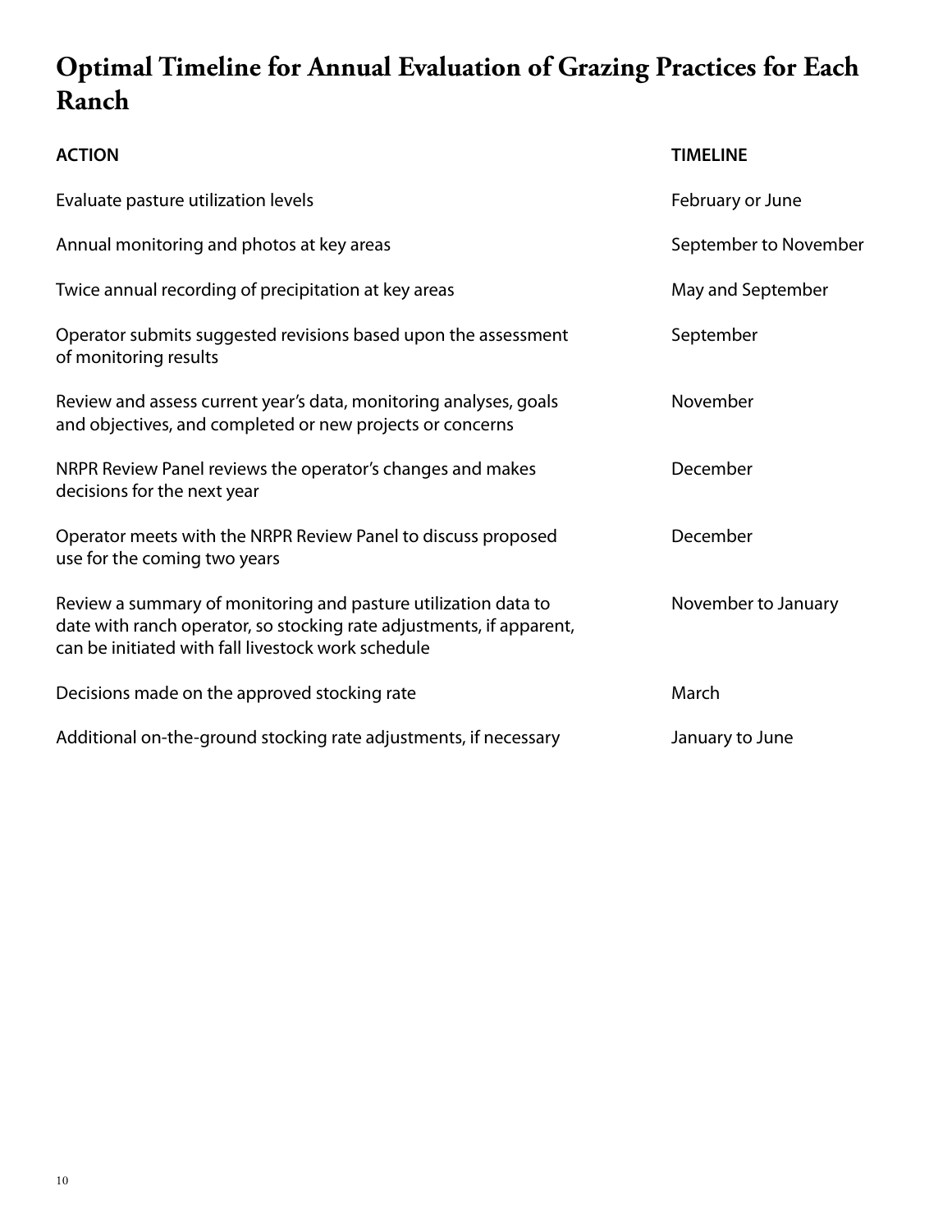# Optimal Timeline for Annual Evaluation of Grazing Practices for Each Ranch

| ACTION | TIMELINE |
|---|---|
| Evaluate pasture utilization levels | February or June |
| Annual monitoring and photos at key areas | September to November |
| Twice annual recording of precipitation at key areas | May and September |
| Operator submits suggested revisions based upon the assessment of monitoring results | September |
| Review and assess current year's data, monitoring analyses, goals and objectives, and completed or new projects or concerns | November |
| NRPR Review Panel reviews the operator's changes and makes decisions for the next year | December |
| Operator meets with the NRPR Review Panel to discuss proposed use for the coming two years | December |
| Review a summary of monitoring and pasture utilization data to date with ranch operator, so stocking rate adjustments, if apparent, can be initiated with fall livestock work schedule | November to January |
| Decisions made on the approved stocking rate | March |
| Additional on-the-ground stocking rate adjustments, if necessary | January to June |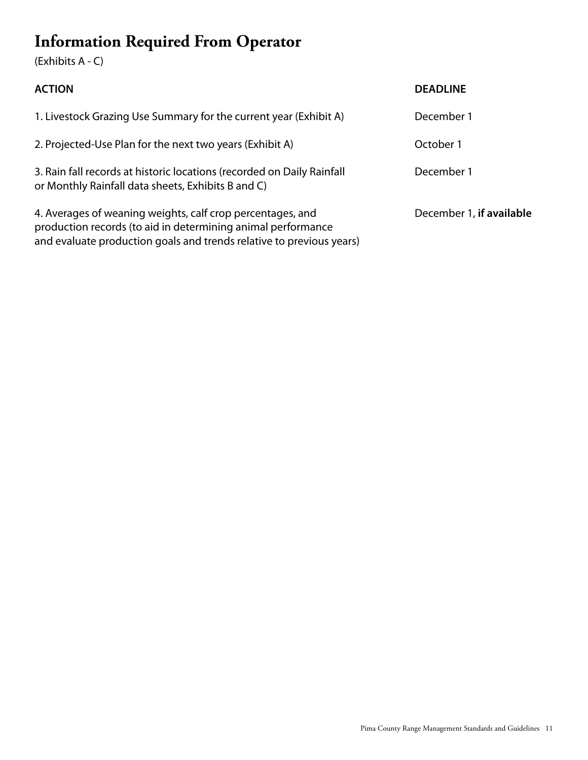# Information Required From Operator

(Exhibits A - C)

| ACTION | DEADLINE |
|---|---|
| 1. Livestock Grazing Use Summary for the current year (Exhibit A) | December 1 |
| 2. Projected-Use Plan for the next two years (Exhibit A) | October 1 |
| 3. Rain fall records at historic locations (recorded on Daily Rainfall or Monthly Rainfall data sheets, Exhibits B and C) | December 1 |
| 4. Averages of weaning weights, calf crop percentages, and production records (to aid in determining animal performance and evaluate production goals and trends relative to previous years) | December 1, **if available** |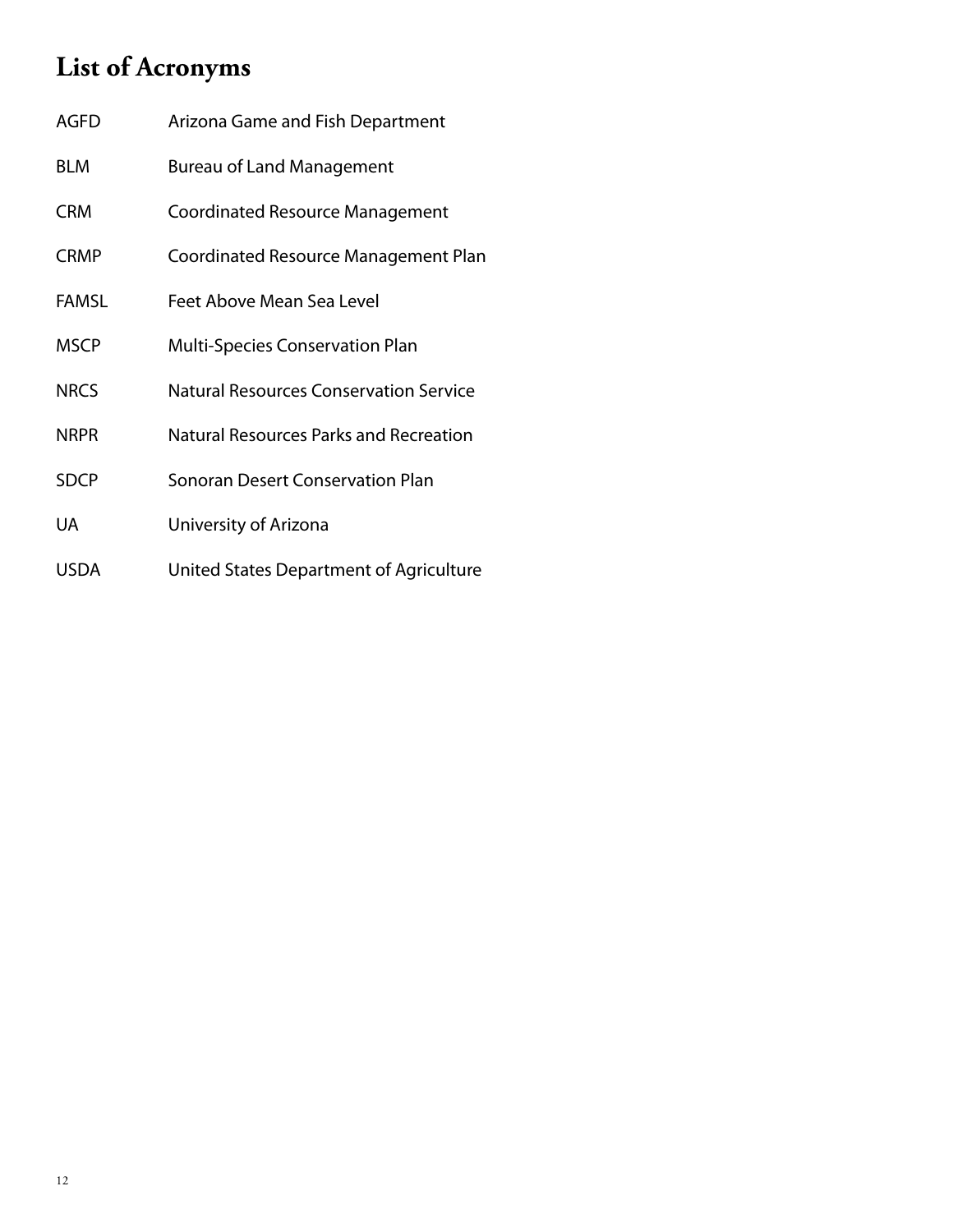# List of Acronyms

| | |
|---|---|
| AGFD | Arizona Game and Fish Department |
| BLM | Bureau of Land Management |
| CRM | Coordinated Resource Management |
| CRMP | Coordinated Resource Management Plan |
| FAMSL | Feet Above Mean Sea Level |
| MSCP | Multi-Species Conservation Plan |
| NRCS | Natural Resources Conservation Service |
| NRPR | Natural Resources Parks and Recreation |
| SDCP | Sonoran Desert Conservation Plan |
| UA | University of Arizona |
| USDA | United States Department of Agriculture |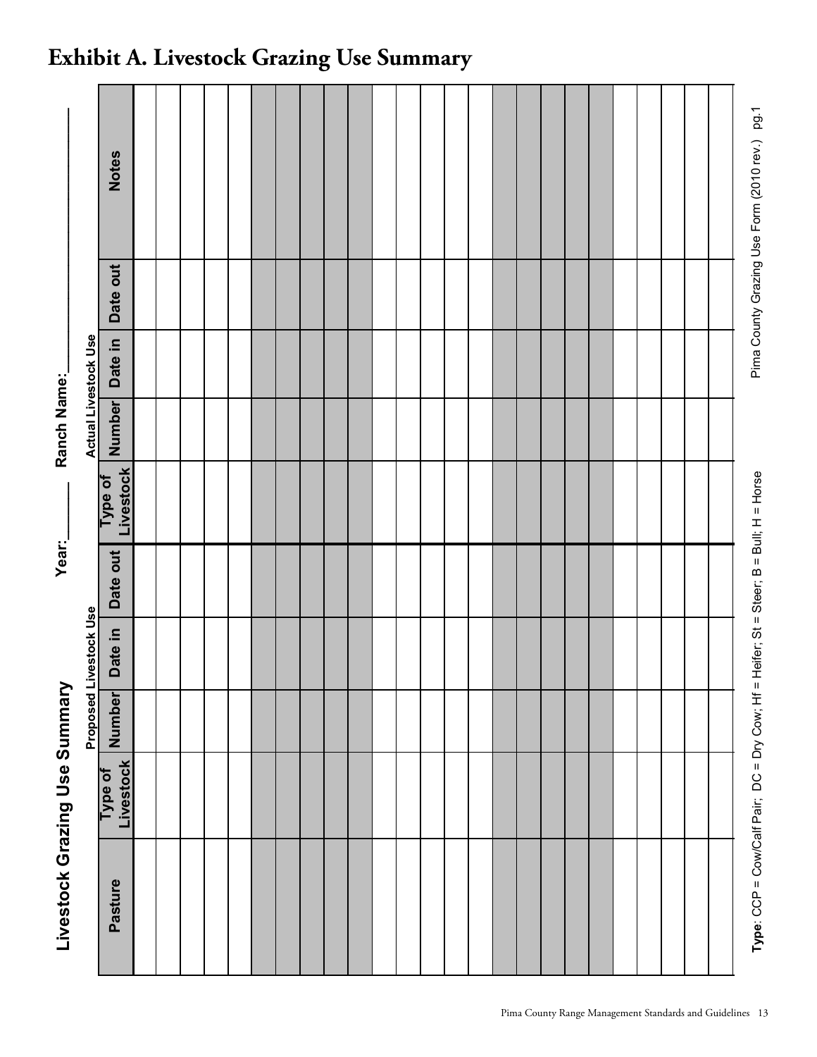# Exhibit A. Livestock Grazing Use Summary

**Livestock Grazing Use Summary** Year:_____ Ranch Name:______________________

| Pasture | Proposed Livestock Use | | | | Actual Livestock Use | | | | Notes |
|---|---|---|---|---|---|---|---|---|---|
| | Type of Livestock | Number | Date in | Date out | Type of Livestock | Number | Date in | Date out | |
| | | | | | | | | | |
| | | | | | | | | | |
| | | | | | | | | | |
| | | | | | | | | | |
| | | | | | | | | | |
| | | | | | | | | | |
| | | | | | | | | | |
| | | | | | | | | | |
| | | | | | | | | | |
| | | | | | | | | | |
| | | | | | | | | | |
| | | | | | | | | | |
| | | | | | | | | | |
| | | | | | | | | | |
| | | | | | | | | | |
| | | | | | | | | | |
| | | | | | | | | | |
| | | | | | | | | | |
| | | | | | | | | | |
| | | | | | | | | | |
| | | | | | | | | | |
| | | | | | | | | | |
| | | | | | | | | | |
| | | | | | | | | | |
| | | | | | | | | | |

**Type**: CCP = Cow/Calf Pair; DC = Dry Cow; Hf = Heifer; St = Steer; B = Bull; H = Horse

Pima County Grazing Use Form (2010 rev.) pg.1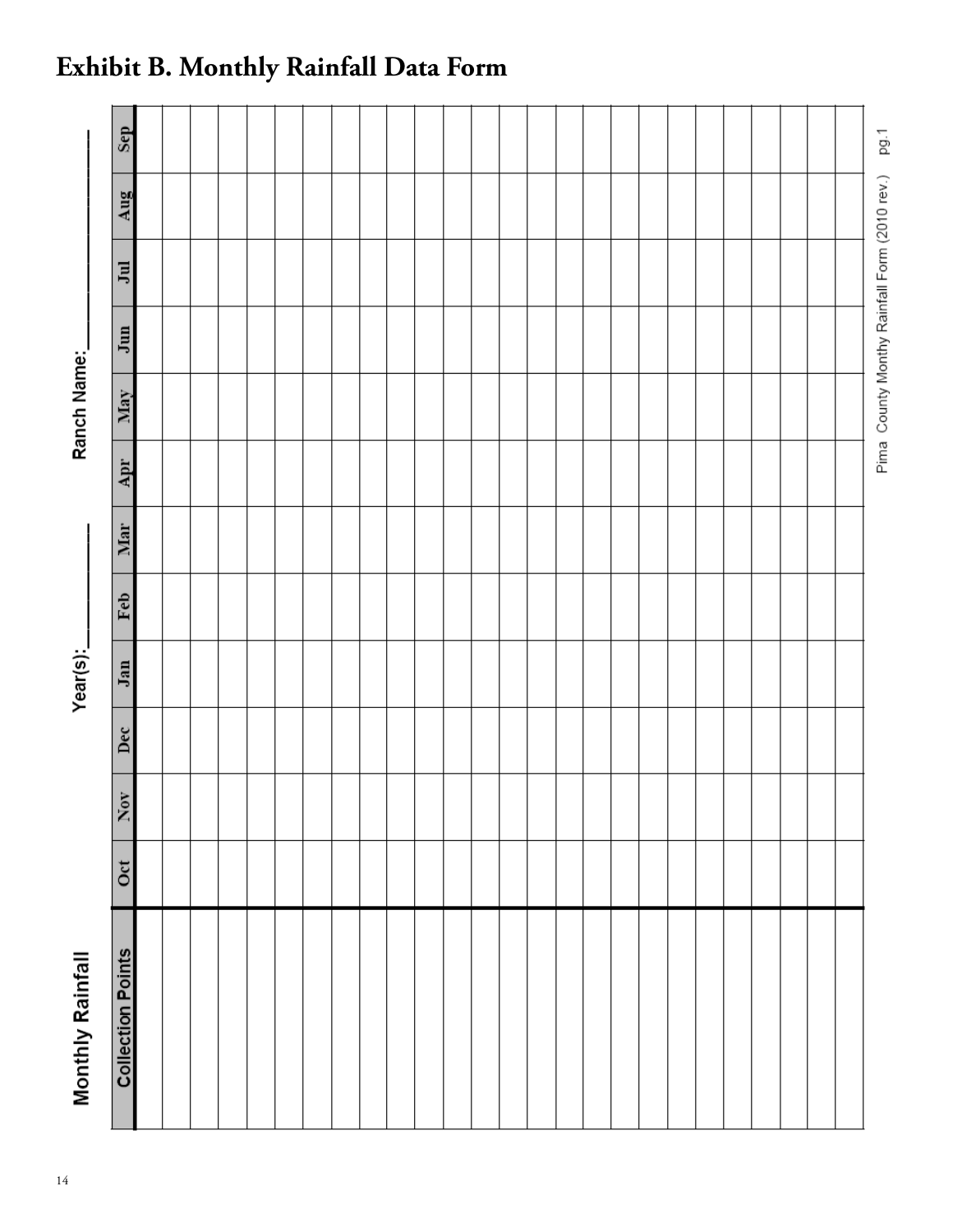# Exhibit B. Monthly Rainfall Data Form

**Monthly Rainfall** Year(s):__________ Ranch Name:__________

| Collection Points | Oct | Nov | Dec | Jan | Feb | Mar | Apr | May | Jun | Jul | Aug | Sep |
|---|---|---|---|---|---|---|---|---|---|---|---|---|
| | | | | | | | | | | | | |
| | | | | | | | | | | | | |
| | | | | | | | | | | | | |
| | | | | | | | | | | | | |
| | | | | | | | | | | | | |
| | | | | | | | | | | | | |
| | | | | | | | | | | | | |
| | | | | | | | | | | | | |
| | | | | | | | | | | | | |
| | | | | | | | | | | | | |
| | | | | | | | | | | | | |
| | | | | | | | | | | | | |
| | | | | | | | | | | | | |
| | | | | | | | | | | | | |
| | | | | | | | | | | | | |
| | | | | | | | | | | | | |
| | | | | | | | | | | | | |
| | | | | | | | | | | | | |
| | | | | | | | | | | | | |
| | | | | | | | | | | | | |
| | | | | | | | | | | | | |
| | | | | | | | | | | | | |
| | | | | | | | | | | | | |
| | | | | | | | | | | | | |
| | | | | | | | | | | | | |
| | | | | | | | | | | | | |

Pima County Monthy Rainfall Form (2010 rev.) pg.1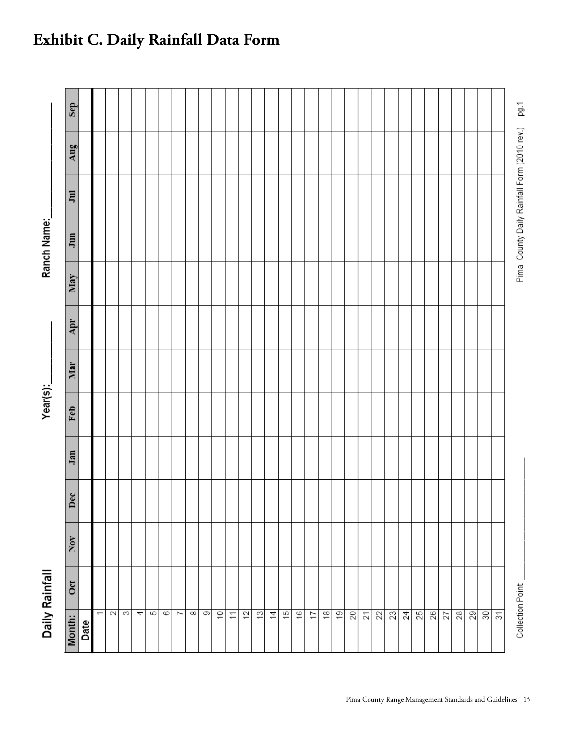# Exhibit C. Daily Rainfall Data Form

**Daily Rainfall** Year(s):__________ Ranch Name:______________

| Month: | Oct | Nov | Dec | Jan | Feb | Mar | Apr | May | Jun | Jul | Aug | Sep |
|---|---|---|---|---|---|---|---|---|---|---|---|---|
| **Date** | | | | | | | | | | | | |
| 1 | | | | | | | | | | | | |
| 2 | | | | | | | | | | | | |
| 3 | | | | | | | | | | | | |
| 4 | | | | | | | | | | | | |
| 5 | | | | | | | | | | | | |
| 6 | | | | | | | | | | | | |
| 7 | | | | | | | | | | | | |
| 8 | | | | | | | | | | | | |
| 9 | | | | | | | | | | | | |
| 10 | | | | | | | | | | | | |
| 11 | | | | | | | | | | | | |
| 12 | | | | | | | | | | | | |
| 13 | | | | | | | | | | | | |
| 14 | | | | | | | | | | | | |
| 15 | | | | | | | | | | | | |
| 16 | | | | | | | | | | | | |
| 17 | | | | | | | | | | | | |
| 18 | | | | | | | | | | | | |
| 19 | | | | | | | | | | | | |
| 20 | | | | | | | | | | | | |
| 21 | | | | | | | | | | | | |
| 22 | | | | | | | | | | | | |
| 23 | | | | | | | | | | | | |
| 24 | | | | | | | | | | | | |
| 25 | | | | | | | | | | | | |
| 26 | | | | | | | | | | | | |
| 27 | | | | | | | | | | | | |
| 28 | | | | | | | | | | | | |
| 29 | | | | | | | | | | | | |
| 30 | | | | | | | | | | | | |
| 31 | | | | | | | | | | | | |

Collection Point: ______________________

Pima County Daily Rainfall Form (2010 rev.) pg.1